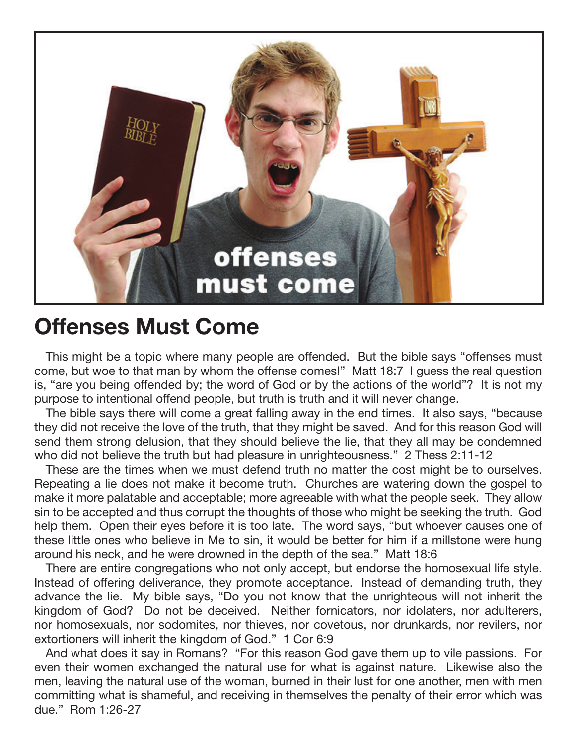# Offenses Must Come

This might be a topic where many people are offended. But the bible says "offenses must come, but woe to that man by whom the offense comes!" Matt 18:7 I guess the real question is, "are you being offended by; the word of God or by the actions of the world"? It is not my purpose to intentional offend people, but truth is truth and it will never change.

The bible says there will come a great falling away in the end times. It also says, "because they did not receive the love of the truth, that they might be saved. And for this reason God will send them strong delusion, that they should believe the lie, that they all may be condemned who did not believe the truth but had pleasure in unrighteousness." 2 Thess 2:11-12

These are the times when we must defend truth no matter the cost might be to ourselves. Repeating a lie does not make it become truth. Churches are watering down the gospel to make it more palatable and acceptable; more agreeable with what the people seek. They allow sin to be accepted and thus corrupt the thoughts of those who might be seeking the truth. God help them. Open their eyes before it is too late. The word says, "but whoever causes one of these little ones who believe in Me to sin, it would be better for him if a millstone were hung around his neck, and he were drowned in the depth of the sea." Matt 18:6

There are entire congregations who not only accept, but endorse the homosexual life style. Instead of offering deliverance, they promote acceptance. Instead of demanding truth, they advance the lie. My bible says, "Do you not know that the unrighteous will not inherit the kingdom of God? Do not be deceived. Neither fornicators, nor idolaters, nor adulterers, nor homosexuals, nor sodomites, nor thieves, nor covetous, nor drunkards, nor revilers, nor extortioners will inherit the kingdom of God." 1 Cor 6:9

And what does it say in Romans? "For this reason God gave them up to vile passions. For even their women exchanged the natural use for what is against nature. Likewise also the men, leaving the natural use of the woman, burned in their lust for one another, men with men committing what is shameful, and receiving in themselves the penalty of their error which was due." Rom 1:26-27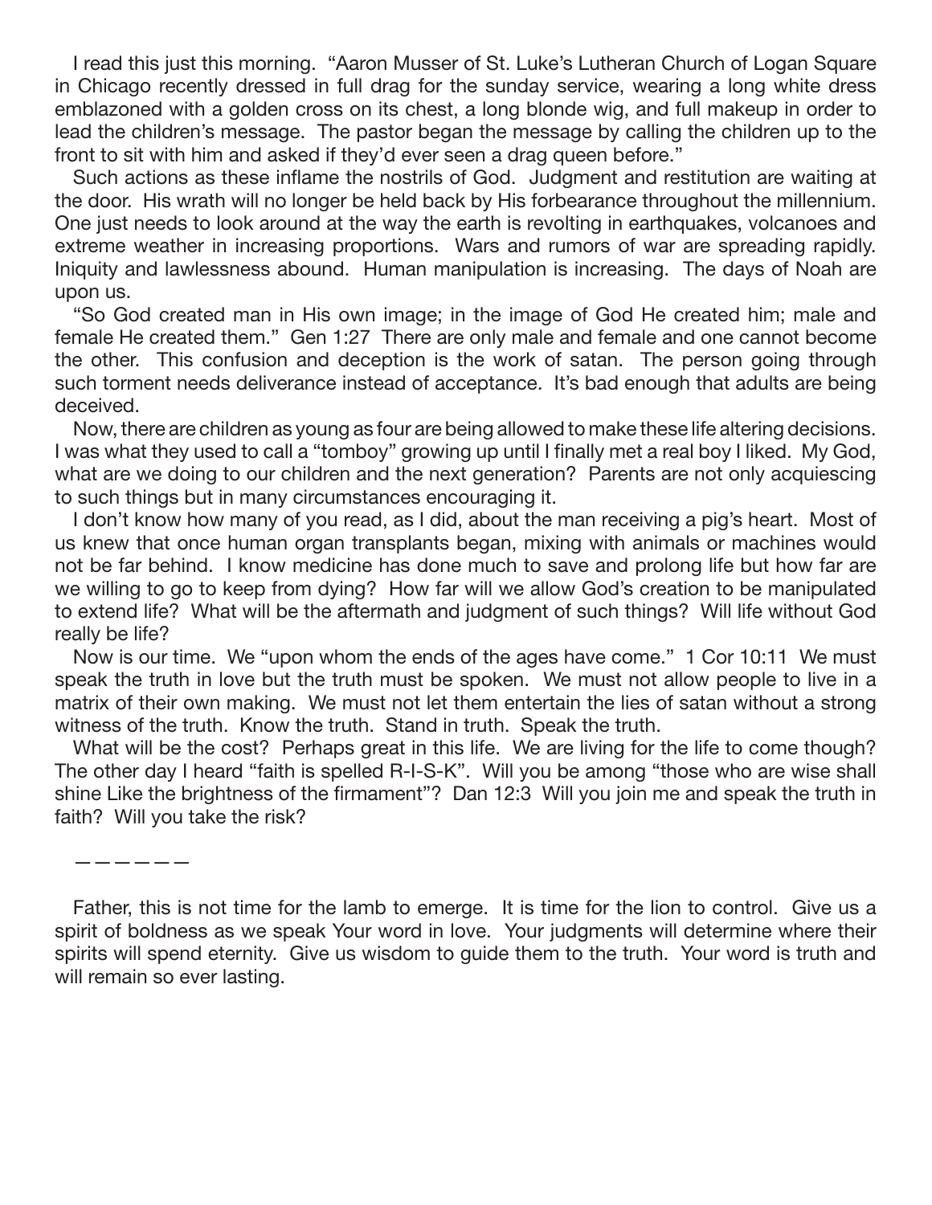I read this just this morning. "Aaron Musser of St. Luke's Lutheran Church of Logan Square in Chicago recently dressed in full drag for the sunday service, wearing a long white dress emblazoned with a golden cross on its chest, a long blonde wig, and full makeup in order to lead the children's message. The pastor began the message by calling the children up to the front to sit with him and asked if they'd ever seen a drag queen before."

Such actions as these inflame the nostrils of God. Judgment and restitution are waiting at the door. His wrath will no longer be held back by His forbearance throughout the millennium. One just needs to look around at the way the earth is revolting in earthquakes, volcanoes and extreme weather in increasing proportions. Wars and rumors of war are spreading rapidly. Iniquity and lawlessness abound. Human manipulation is increasing. The days of Noah are upon us.

"So God created man in His own image; in the image of God He created him; male and female He created them." Gen 1:27 There are only male and female and one cannot become the other. This confusion and deception is the work of satan. The person going through such torment needs deliverance instead of acceptance. It's bad enough that adults are being deceived.

Now, there are children as young as four are being allowed to make these life altering decisions. I was what they used to call a "tomboy" growing up until I finally met a real boy I liked. My God, what are we doing to our children and the next generation? Parents are not only acquiescing to such things but in many circumstances encouraging it.

I don't know how many of you read, as I did, about the man receiving a pig's heart. Most of us knew that once human organ transplants began, mixing with animals or machines would not be far behind. I know medicine has done much to save and prolong life but how far are we willing to go to keep from dying? How far will we allow God's creation to be manipulated to extend life? What will be the aftermath and judgment of such things? Will life without God really be life?

Now is our time. We "upon whom the ends of the ages have come." 1 Cor 10:11 We must speak the truth in love but the truth must be spoken. We must not allow people to live in a matrix of their own making. We must not let them entertain the lies of satan without a strong witness of the truth. Know the truth. Stand in truth. Speak the truth.

What will be the cost? Perhaps great in this life. We are living for the life to come though? The other day I heard "faith is spelled R-I-S-K". Will you be among "those who are wise shall shine Like the brightness of the firmament"? Dan 12:3 Will you join me and speak the truth in faith? Will you take the risk?

——————

Father, this is not time for the lamb to emerge. It is time for the lion to control. Give us a spirit of boldness as we speak Your word in love. Your judgments will determine where their spirits will spend eternity. Give us wisdom to guide them to the truth. Your word is truth and will remain so ever lasting.